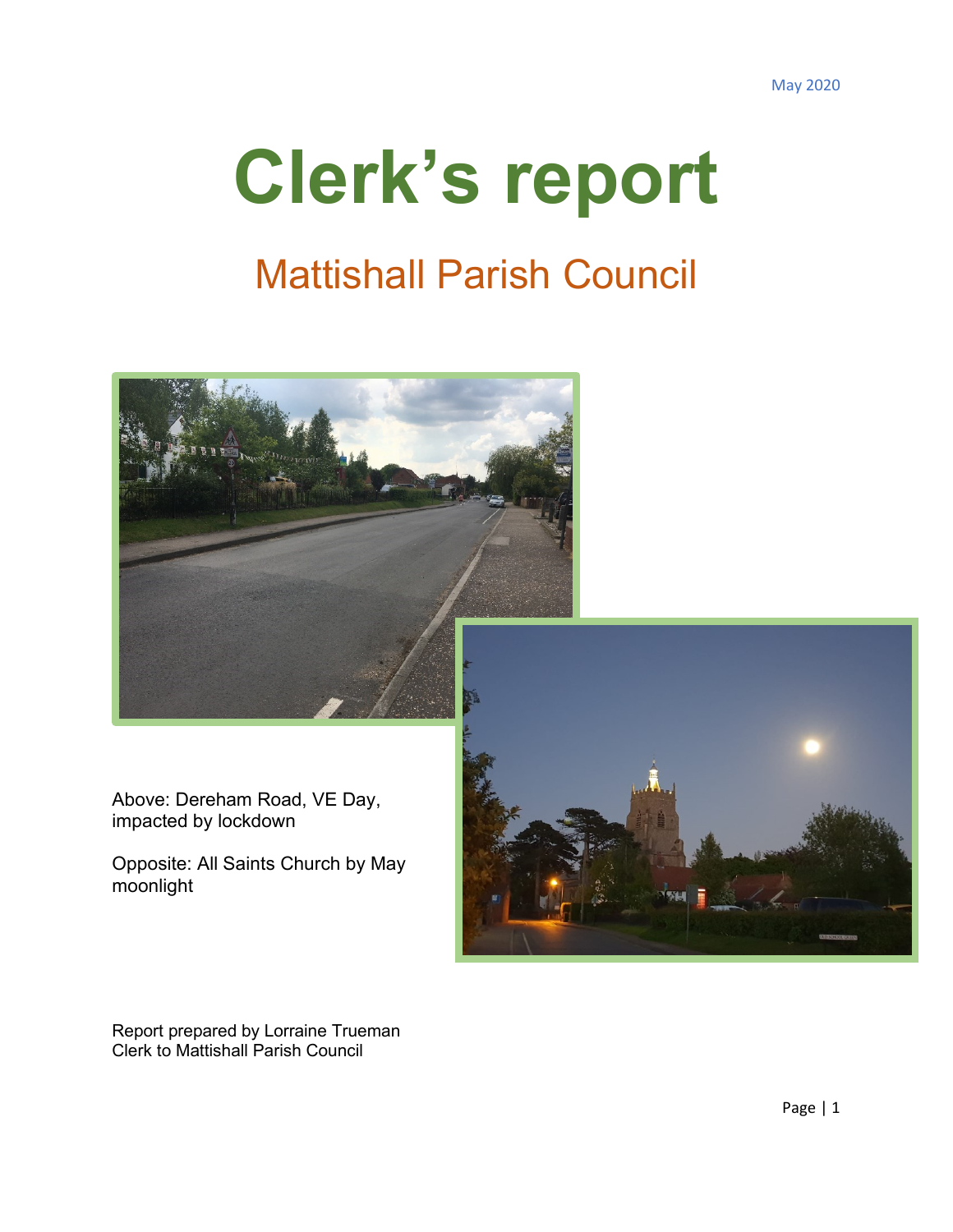May 2020

# Clerk's report

## Mattishall Parish Council

Above: Dereham Road, VE Day, impacted by lockdown

Opposite: All Saints Church by May moonlight

Report prepared by Lorraine Trueman
Clerk to Mattishall Parish Council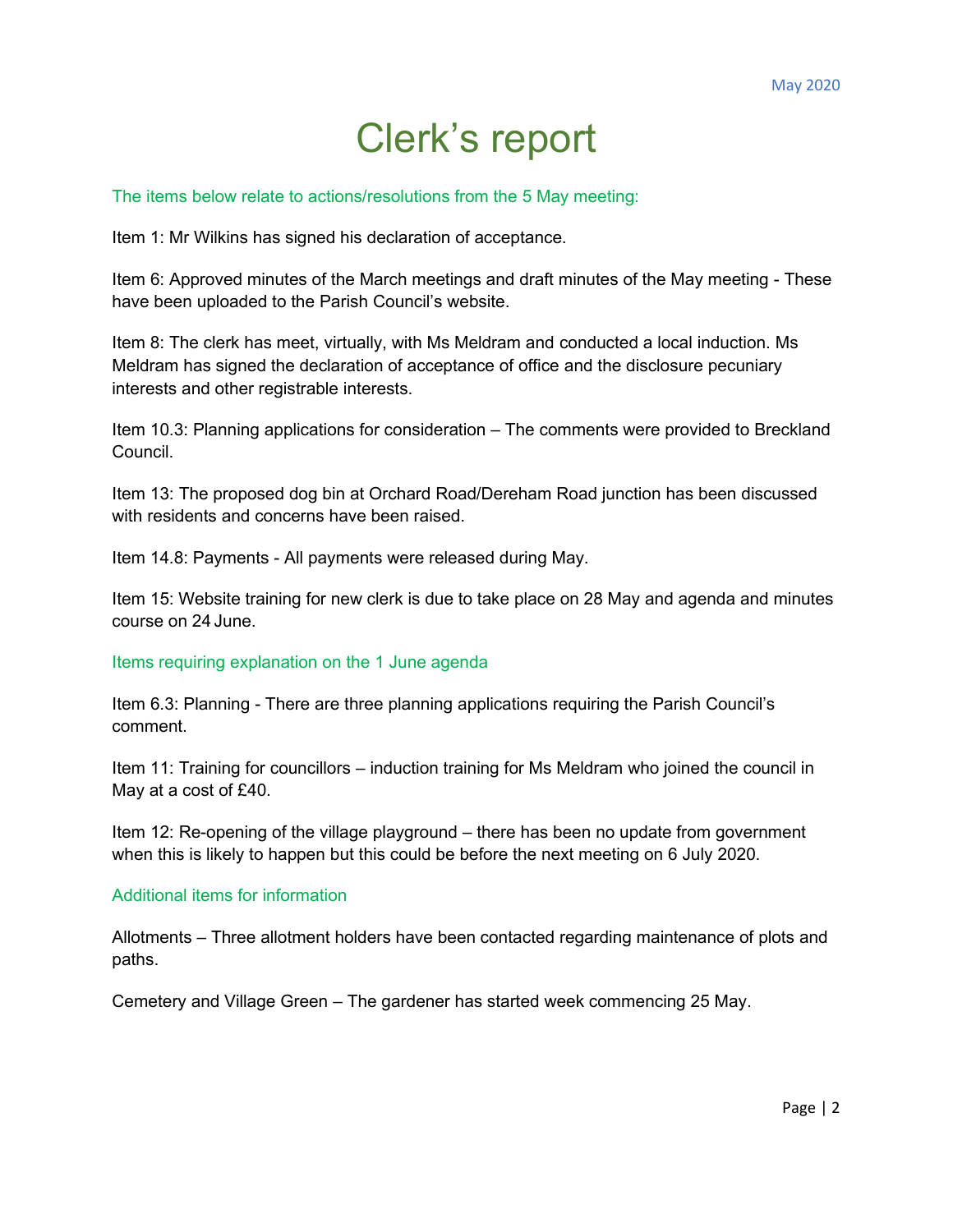May 2020

# Clerk's report

## The items below relate to actions/resolutions from the 5 May meeting:

Item 1: Mr Wilkins has signed his declaration of acceptance.

Item 6: Approved minutes of the March meetings and draft minutes of the May meeting - These have been uploaded to the Parish Council's website.

Item 8: The clerk has meet, virtually, with Ms Meldram and conducted a local induction. Ms Meldram has signed the declaration of acceptance of office and the disclosure pecuniary interests and other registrable interests.

Item 10.3: Planning applications for consideration – The comments were provided to Breckland Council.

Item 13: The proposed dog bin at Orchard Road/Dereham Road junction has been discussed with residents and concerns have been raised.

Item 14.8: Payments - All payments were released during May.

Item 15: Website training for new clerk is due to take place on 28 May and agenda and minutes course on 24 June.

## Items requiring explanation on the 1 June agenda

Item 6.3: Planning - There are three planning applications requiring the Parish Council's comment.

Item 11: Training for councillors – induction training for Ms Meldram who joined the council in May at a cost of £40.

Item 12: Re-opening of the village playground – there has been no update from government when this is likely to happen but this could be before the next meeting on 6 July 2020.

## Additional items for information

Allotments – Three allotment holders have been contacted regarding maintenance of plots and paths.

Cemetery and Village Green – The gardener has started week commencing 25 May.